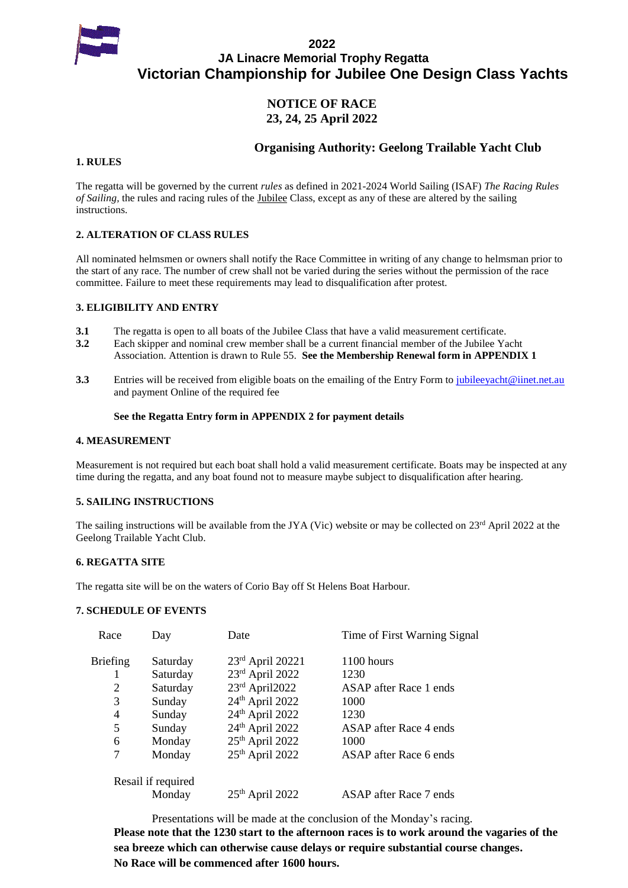# 2022
## JA Linacre Memorial Trophy Regatta
## Victorian Championship for Jubilee One Design Class Yachts

### NOTICE OF RACE
### 23, 24, 25 April 2022

### Organising Authority: Geelong Trailable Yacht Club

**1. RULES**

The regatta will be governed by the current *rules* as defined in 2021-2024 World Sailing (ISAF) *The Racing Rules of Sailing,* the rules and racing rules of the Jubilee Class, except as any of these are altered by the sailing instructions.

**2. ALTERATION OF CLASS RULES**

All nominated helmsmen or owners shall notify the Race Committee in writing of any change to helmsman prior to the start of any race. The number of crew shall not be varied during the series without the permission of the race committee. Failure to meet these requirements may lead to disqualification after protest.

**3. ELIGIBILITY AND ENTRY**

**3.1** The regatta is open to all boats of the Jubilee Class that have a valid measurement certificate.

**3.2** Each skipper and nominal crew member shall be a current financial member of the Jubilee Yacht Association. Attention is drawn to Rule 55. **See the Membership Renewal form in APPENDIX 1**

**3.3** Entries will be received from eligible boats on the emailing of the Entry Form to jubileeyacht@iinet.net.au and payment Online of the required fee

**See the Regatta Entry form in APPENDIX 2 for payment details**

**4. MEASUREMENT**

Measurement is not required but each boat shall hold a valid measurement certificate. Boats may be inspected at any time during the regatta, and any boat found not to measure maybe subject to disqualification after hearing.

**5. SAILING INSTRUCTIONS**

The sailing instructions will be available from the JYA (Vic) website or may be collected on 23rd April 2022 at the Geelong Trailable Yacht Club.

**6. REGATTA SITE**

The regatta site will be on the waters of Corio Bay off St Helens Boat Harbour.

**7. SCHEDULE OF EVENTS**

| Race | Day | Date | Time of First Warning Signal |
|---|---|---|---|
| Briefing | Saturday | 23rd April 20221 | 1100 hours |
| 1 | Saturday | 23rd April 2022 | 1230 |
| 2 | Saturday | 23rd April2022 | ASAP after Race 1 ends |
| 3 | Sunday | 24th April 2022 | 1000 |
| 4 | Sunday | 24th April 2022 | 1230 |
| 5 | Sunday | 24th April 2022 | ASAP after Race 4 ends |
| 6 | Monday | 25th April 2022 | 1000 |
| 7 | Monday | 25th April 2022 | ASAP after Race 6 ends |
| Resail if required | Monday | 25th April 2022 | ASAP after Race 7 ends |

Presentations will be made at the conclusion of the Monday's racing.

**Please note that the 1230 start to the afternoon races is to work around the vagaries of the sea breeze which can otherwise cause delays or require substantial course changes.**

**No Race will be commenced after 1600 hours.**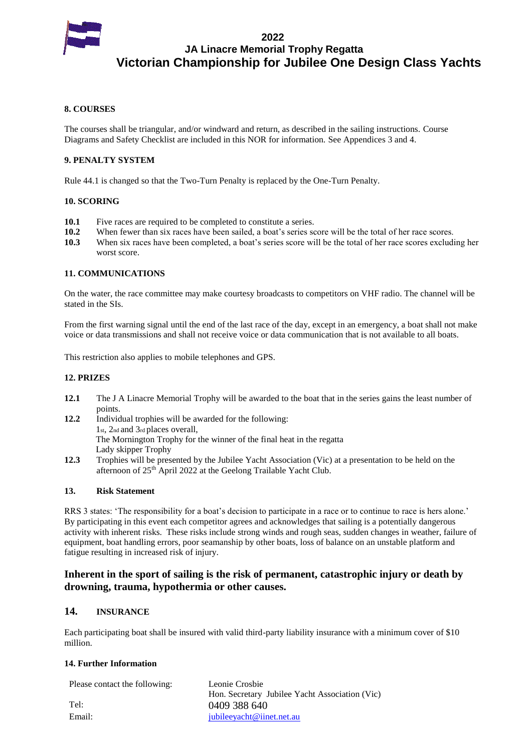## 8. COURSES

The courses shall be triangular, and/or windward and return, as described in the sailing instructions. Course Diagrams and Safety Checklist are included in this NOR for information. See Appendices 3 and 4.

## 9. PENALTY SYSTEM

Rule 44.1 is changed so that the Two-Turn Penalty is replaced by the One-Turn Penalty.

## 10. SCORING

**10.1** Five races are required to be completed to constitute a series.

**10.2** When fewer than six races have been sailed, a boat's series score will be the total of her race scores.

**10.3** When six races have been completed, a boat's series score will be the total of her race scores excluding her worst score.

## 11. COMMUNICATIONS

On the water, the race committee may make courtesy broadcasts to competitors on VHF radio. The channel will be stated in the SIs.

From the first warning signal until the end of the last race of the day, except in an emergency, a boat shall not make voice or data transmissions and shall not receive voice or data communication that is not available to all boats.

This restriction also applies to mobile telephones and GPS.

## 12. PRIZES

**12.1** The J A Linacre Memorial Trophy will be awarded to the boat that in the series gains the least number of points.

**12.2** Individual trophies will be awarded for the following:
1st, 2nd and 3rd places overall,
The Mornington Trophy for the winner of the final heat in the regatta
Lady skipper Trophy

**12.3** Trophies will be presented by the Jubilee Yacht Association (Vic) at a presentation to be held on the afternoon of 25th April 2022 at the Geelong Trailable Yacht Club.

## 13. Risk Statement

RRS 3 states: 'The responsibility for a boat's decision to participate in a race or to continue to race is hers alone.' By participating in this event each competitor agrees and acknowledges that sailing is a potentially dangerous activity with inherent risks. These risks include strong winds and rough seas, sudden changes in weather, failure of equipment, boat handling errors, poor seamanship by other boats, loss of balance on an unstable platform and fatigue resulting in increased risk of injury.

**Inherent in the sport of sailing is the risk of permanent, catastrophic injury or death by drowning, trauma, hypothermia or other causes.**

## 14. INSURANCE

Each participating boat shall be insured with valid third-party liability insurance with a minimum cover of $10 million.

## 14. Further Information

| | |
|---|---|
| Please contact the following: | Leonie Crosbie<br>Hon. Secretary Jubilee Yacht Association (Vic) |
| Tel: | 0409 388 640 |
| Email: | jubileeyacht@iinet.net.au |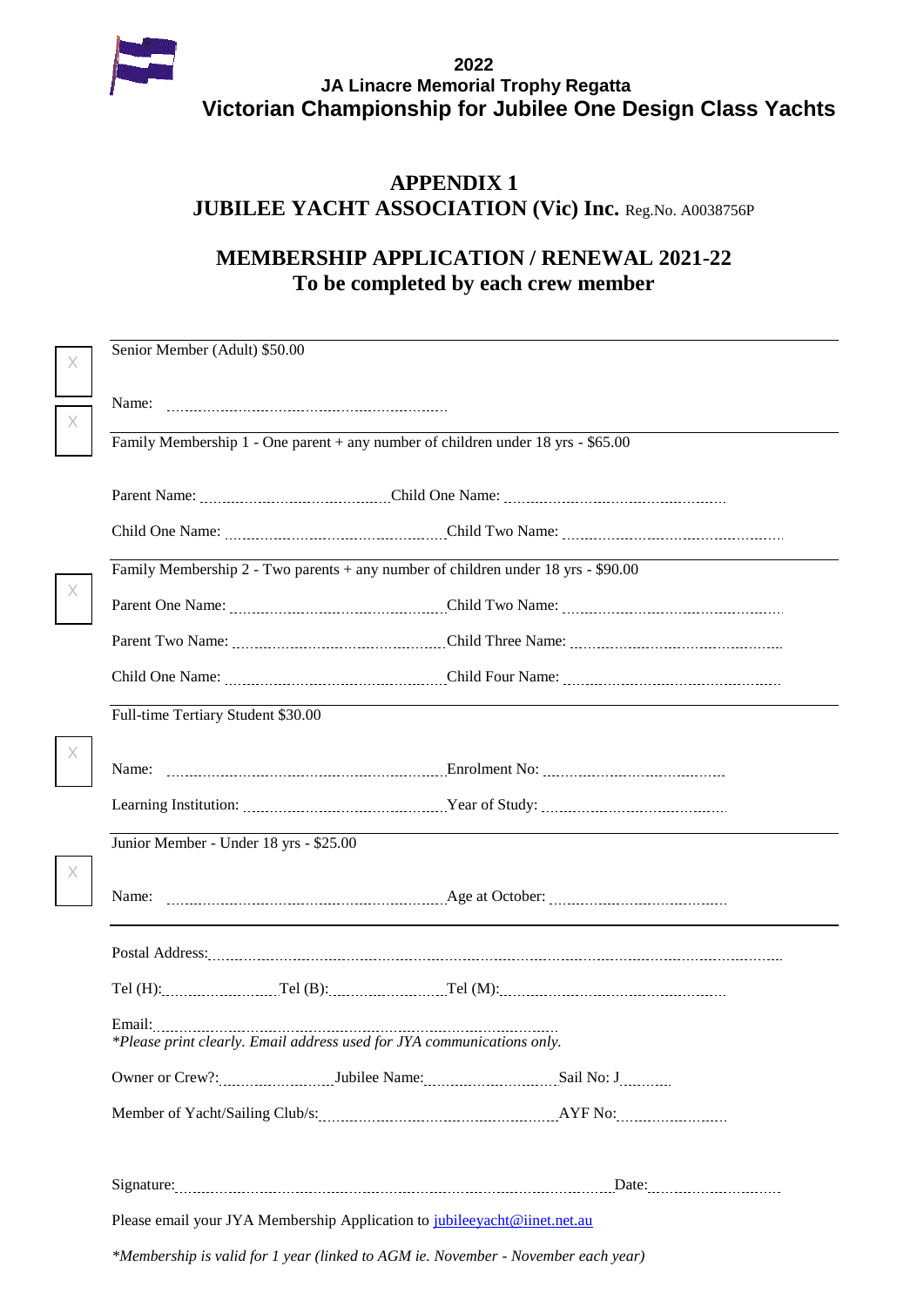**2022**

**JA Linacre Memorial Trophy Regatta**

**Victorian Championship for Jubilee One Design Class Yachts**

# APPENDIX 1

## JUBILEE YACHT ASSOCIATION (Vic) Inc. Reg.No. A0038756P

## MEMBERSHIP APPLICATION / RENEWAL 2021-22

## To be completed by each crew member

---

☐ Senior Member (Adult) $50.00

Name: ..........................................................

---

☐ Family Membership 1 - One parent + any number of children under 18 yrs - $65.00

Parent Name: .................................... Child One Name: ............................................

Child One Name: ........................................ Child Two Name: ............................................

---

☐ Family Membership 2 - Two parents + any number of children under 18 yrs - $90.00

Parent One Name: ........................................ Child Two Name: ............................................

Parent Two Name: ........................................ Child Three Name: ............................................

Child One Name: ........................................ Child Four Name: ............................................

---

☐ Full-time Tertiary Student $30.00

Name: .......................................................... Enrolment No: ....................................

Learning Institution: ........................................ Year of Study: ....................................

---

☐ Junior Member - Under 18 yrs - $25.00

Name: .......................................................... Age at October: ....................................

---

Postal Address: ..........................................................................................................

Tel (H): ...................... Tel (B): ...................... Tel (M): ............................................

Email: ..........................................................................

*\*Please print clearly. Email address used for JYA communications only.*

Owner or Crew?: ...................... Jubilee Name: ........................... Sail No: J.........

Member of Yacht/Sailing Club/s: ............................................... AYF No: ......................

Signature: .......................................................................... Date: ..........................

Please email your JYA Membership Application to [jubileeyacht@iinet.net.au](mailto:jubileeyacht@iinet.net.au)

*\*Membership is valid for 1 year (linked to AGM ie. November - November each year)*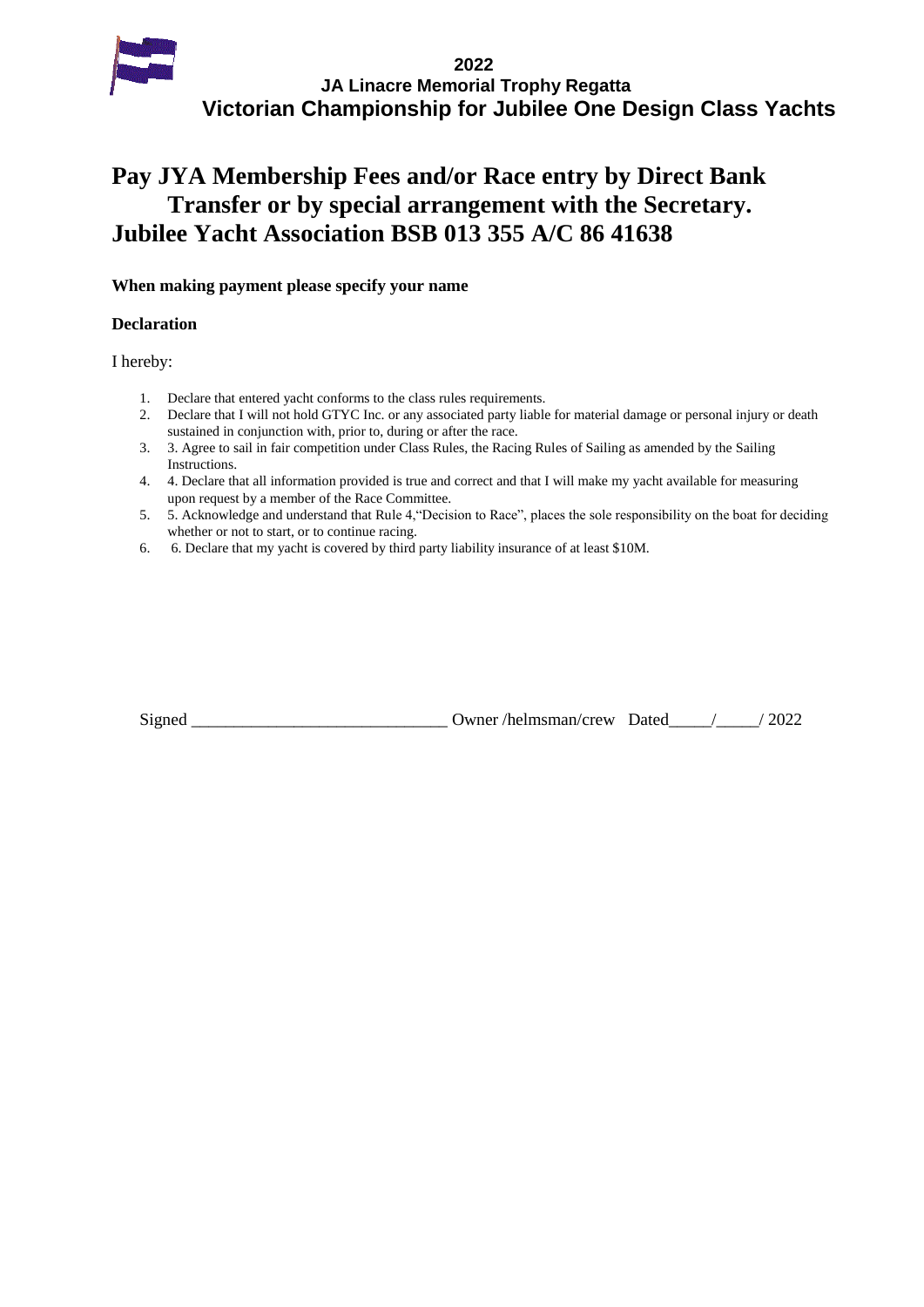**2022**
**JA Linacre Memorial Trophy Regatta**
**Victorian Championship for Jubilee One Design Class Yachts**

# Pay JYA Membership Fees and/or Race entry by Direct Bank Transfer or by special arrangement with the Secretary. Jubilee Yacht Association BSB 013 355 A/C 86 41638

**When making payment please specify your name**

**Declaration**

I hereby:

1. Declare that entered yacht conforms to the class rules requirements.
2. Declare that I will not hold GTYC Inc. or any associated party liable for material damage or personal injury or death sustained in conjunction with, prior to, during or after the race.
3. 3. Agree to sail in fair competition under Class Rules, the Racing Rules of Sailing as amended by the Sailing Instructions.
4. 4. Declare that all information provided is true and correct and that I will make my yacht available for measuring upon request by a member of the Race Committee.
5. 5. Acknowledge and understand that Rule 4,"Decision to Race", places the sole responsibility on the boat for deciding whether or not to start, or to continue racing.
6. 6. Declare that my yacht is covered by third party liability insurance of at least $10M.

Signed ______________________________ Owner /helmsman/crew Dated_____/_____/ 2022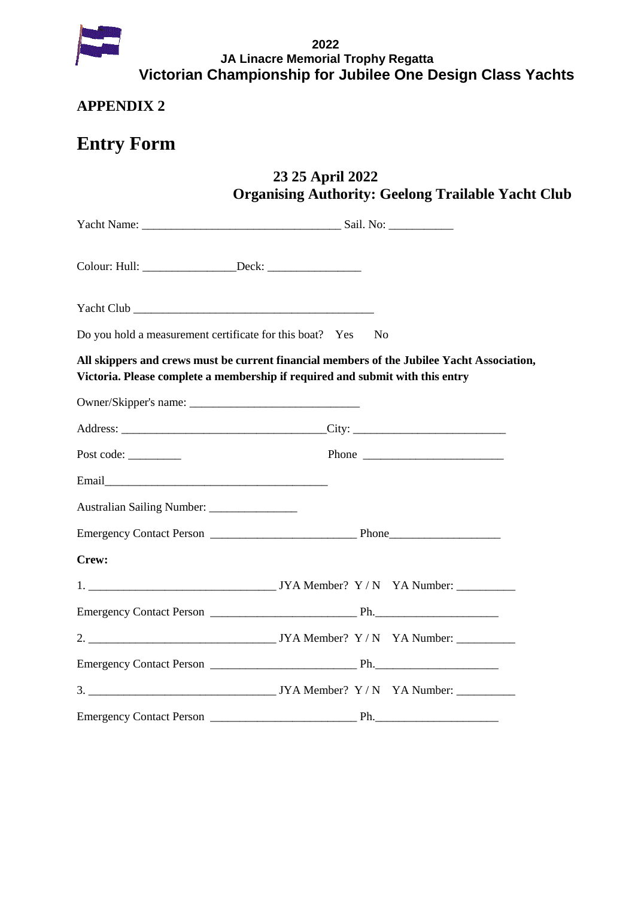**2022**
**JA Linacre Memorial Trophy Regatta**
**Victorian Championship for Jubilee One Design Class Yachts**

## APPENDIX 2

# Entry Form

**23 25 April 2022**
**Organising Authority: Geelong Trailable Yacht Club**

Yacht Name: _________________________________ Sail. No: ___________

Colour: Hull: ________________Deck: ________________

Yacht Club _________________________________________

Do you hold a measurement certificate for this boat? Yes No

**All skippers and crews must be current financial members of the Jubilee Yacht Association, Victoria. Please complete a membership if required and submit with this entry**

Owner/Skipper's name: _____________________________

Address: ___________________________________City: __________________________

Post code: _________ Phone ________________________

Email_______________________________________

Australian Sailing Number: _______________

Emergency Contact Person _________________________ Phone___________________

**Crew:**

1. ________________________________ JYA Member? Y / N YA Number: __________

Emergency Contact Person _________________________ Ph._____________________

2. ________________________________ JYA Member? Y / N YA Number: __________

Emergency Contact Person _________________________ Ph._____________________

3. ________________________________ JYA Member? Y / N YA Number: __________

Emergency Contact Person _________________________ Ph._____________________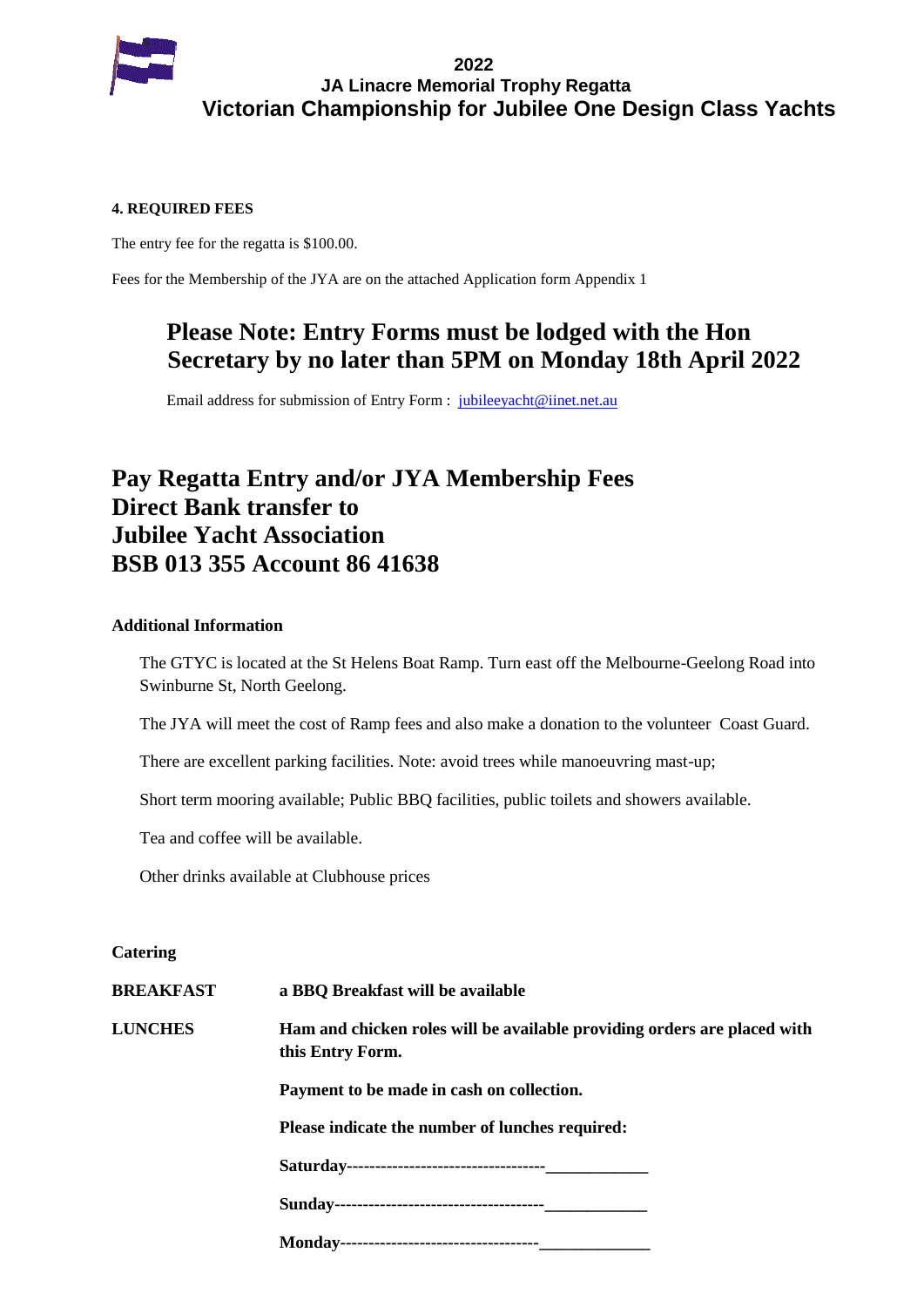**2022**
**JA Linacre Memorial Trophy Regatta**
**Victorian Championship for Jubilee One Design Class Yachts**

**4. REQUIRED FEES**

The entry fee for the regatta is $100.00.

Fees for the Membership of the JYA are on the attached Application form Appendix 1

## Please Note: Entry Forms must be lodged with the Hon Secretary by no later than 5PM on Monday 18th April 2022

Email address for submission of Entry Form : jubileeyacht@iinet.net.au

## Pay Regatta Entry and/or JYA Membership Fees Direct Bank transfer to Jubilee Yacht Association BSB 013 355 Account 86 41638

**Additional Information**

The GTYC is located at the St Helens Boat Ramp. Turn east off the Melbourne-Geelong Road into Swinburne St, North Geelong.

The JYA will meet the cost of Ramp fees and also make a donation to the volunteer Coast Guard.

There are excellent parking facilities. Note: avoid trees while manoeuvring mast-up;

Short term mooring available; Public BBQ facilities, public toilets and showers available.

Tea and coffee will be available.

Other drinks available at Clubhouse prices

**Catering**

**BREAKFAST** **a BBQ Breakfast will be available**

**LUNCHES** **Ham and chicken roles will be available providing orders are placed with this Entry Form.**

**Payment to be made in cash on collection.**

**Please indicate the number of lunches required:**

**Saturday**-----------------------------------____________

**Sunday**-------------------------------------____________

**Monday**----------------------------------_____________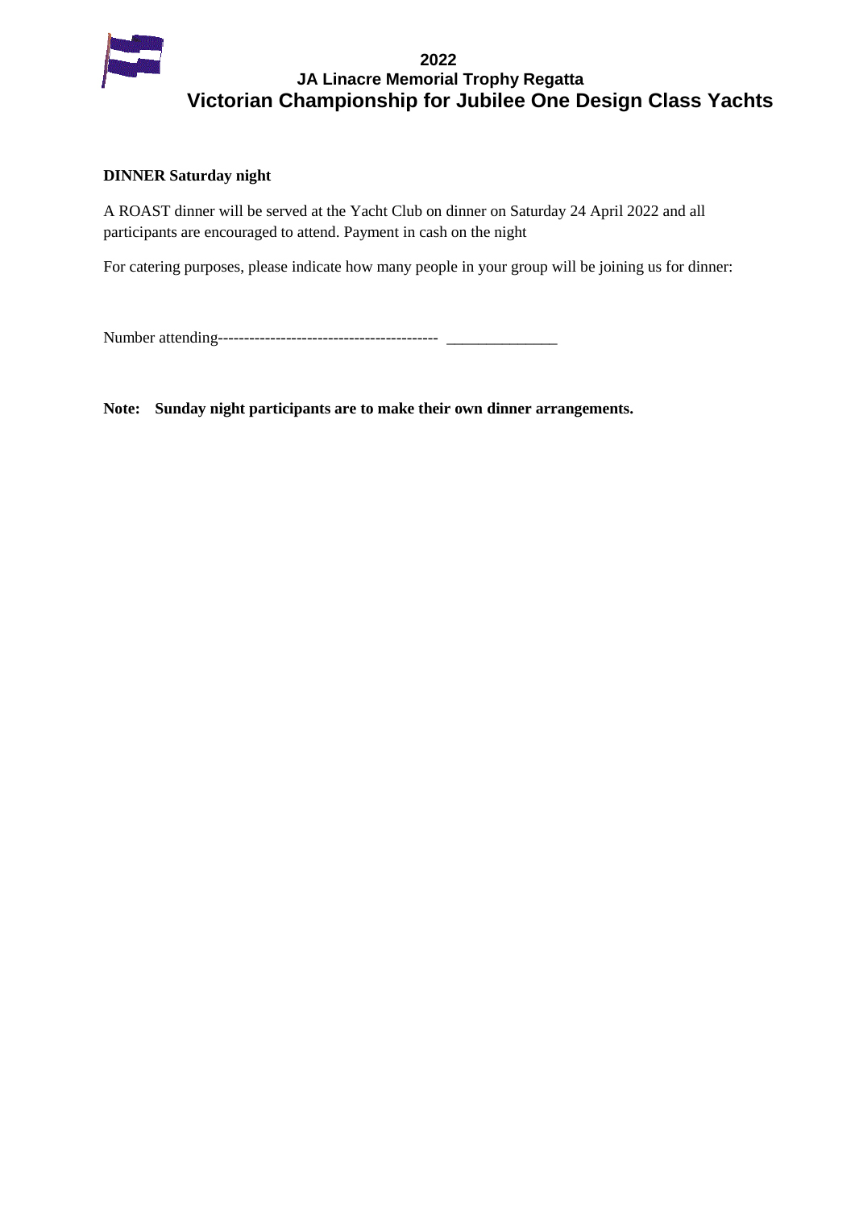**2022**

**JA Linacre Memorial Trophy Regatta**

# Victorian Championship for Jubilee One Design Class Yachts

**DINNER Saturday night**

A ROAST dinner will be served at the Yacht Club on dinner on Saturday 24 April 2022 and all participants are encouraged to attend. Payment in cash on the night

For catering purposes, please indicate how many people in your group will be joining us for dinner:

Number attending------------------------------------------ ______________

**Note: Sunday night participants are to make their own dinner arrangements.**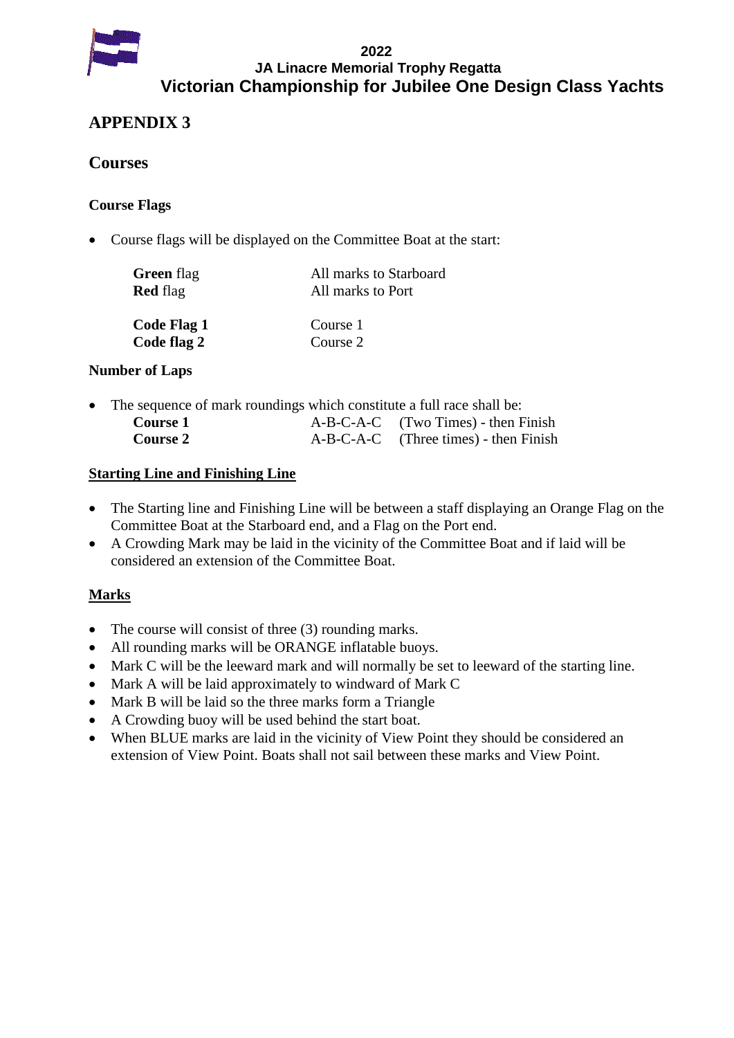# APPENDIX 3

## Courses

### Course Flags

- Course flags will be displayed on the Committee Boat at the start:

| | |
|---|---|
| **Green** flag | All marks to Starboard |
| **Red** flag | All marks to Port |
| **Code Flag 1** | Course 1 |
| **Code flag 2** | Course 2 |

### Number of Laps

- The sequence of mark roundings which constitute a full race shall be:

| | | |
|---|---|---|
| **Course 1** | A-B-C-A-C | (Two Times) - then Finish |
| **Course 2** | A-B-C-A-C | (Three times) - then Finish |

### <u>Starting Line and Finishing Line</u>

- The Starting line and Finishing Line will be between a staff displaying an Orange Flag on the Committee Boat at the Starboard end, and a Flag on the Port end.
- A Crowding Mark may be laid in the vicinity of the Committee Boat and if laid will be considered an extension of the Committee Boat.

### <u>Marks</u>

- The course will consist of three (3) rounding marks.
- All rounding marks will be ORANGE inflatable buoys.
- Mark C will be the leeward mark and will normally be set to leeward of the starting line.
- Mark A will be laid approximately to windward of Mark C
- Mark B will be laid so the three marks form a Triangle
- A Crowding buoy will be used behind the start boat.
- When BLUE marks are laid in the vicinity of View Point they should be considered an extension of View Point. Boats shall not sail between these marks and View Point.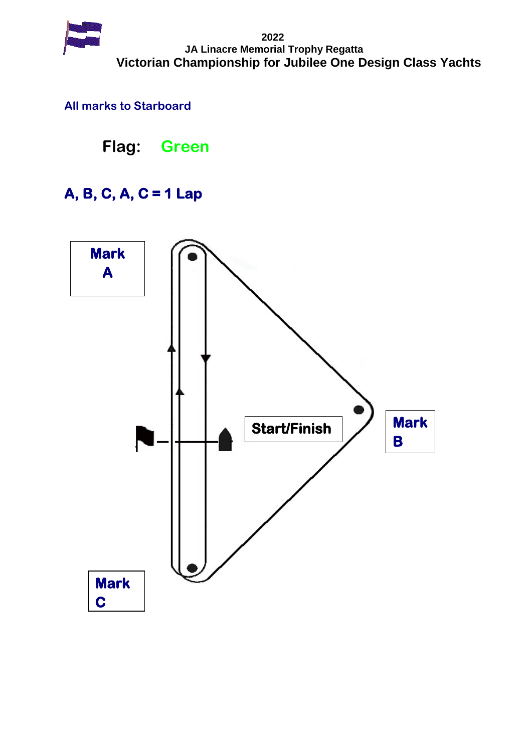# 2022
## JA Linacre Memorial Trophy Regatta
## Victorian Championship for Jubilee One Design Class Yachts

**All marks to Starboard**

**Flag: Green**

**A, B, C, A, C = 1 Lap**

**Mark A**

**Start/Finish**

**Mark B**

**Mark C**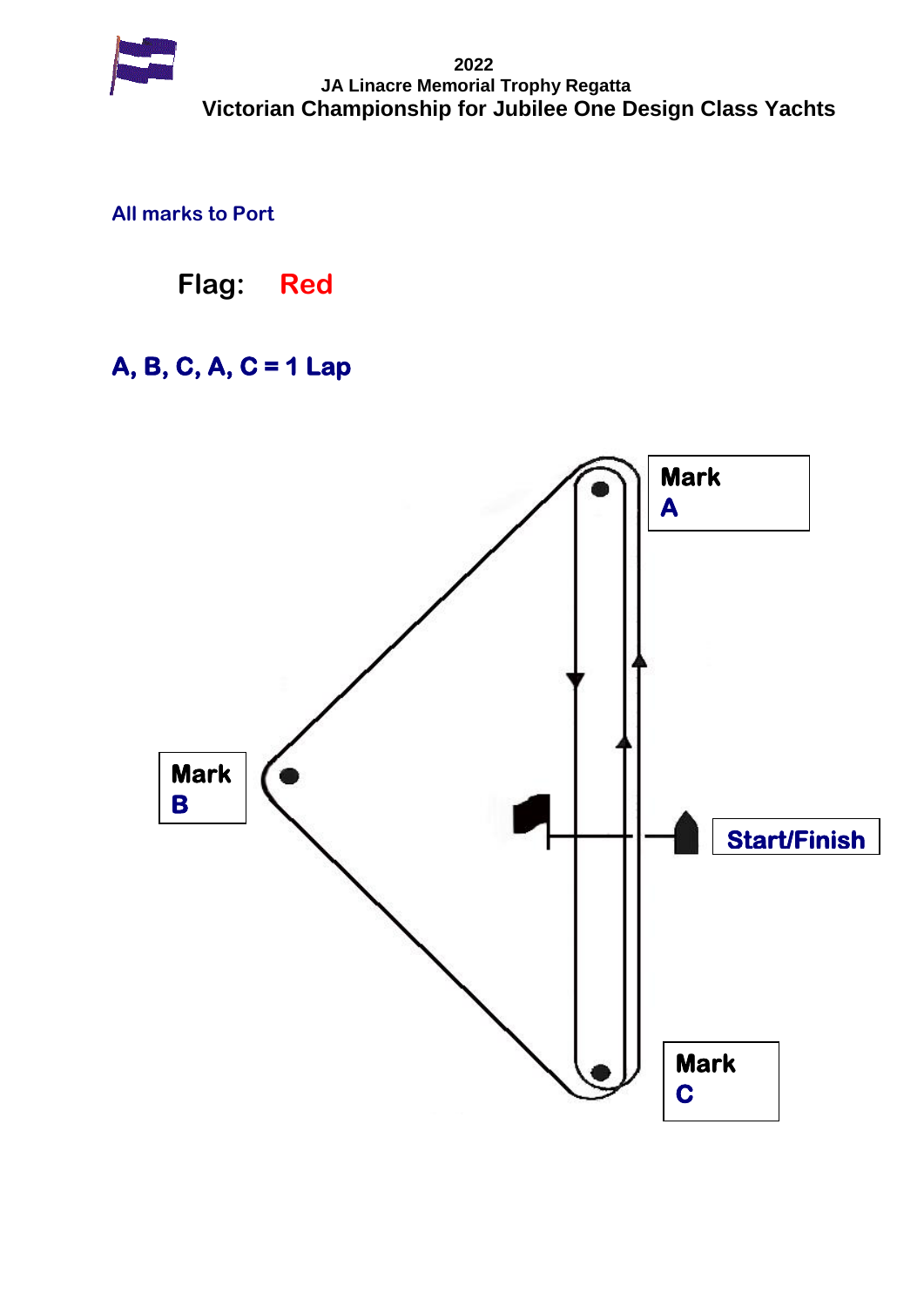**2022**
**JA Linacre Memorial Trophy Regatta**
**Victorian Championship for Jubilee One Design Class Yachts**

**All marks to Port**

**Flag: Red**

**A, B, C, A, C = 1 Lap**

**Mark A**

**Mark B**

**Start/Finish**

**Mark C**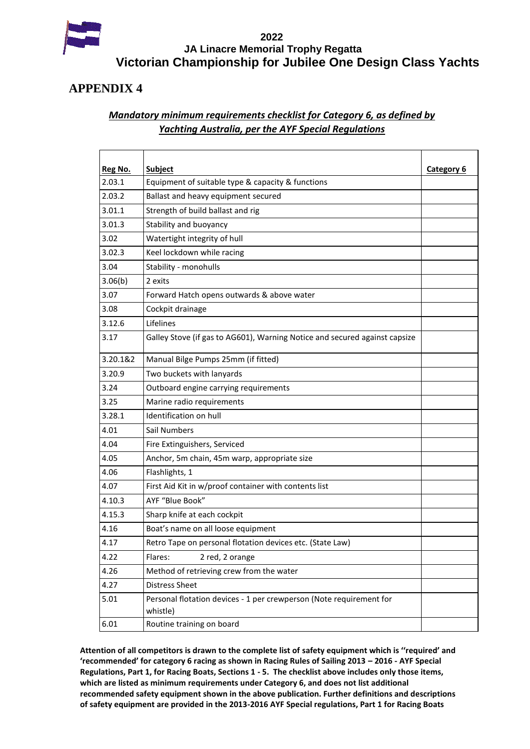2022

**JA Linacre Memorial Trophy Regatta**

**Victorian Championship for Jubilee One Design Class Yachts**

# APPENDIX 4

## *Mandatory minimum requirements checklist for Category 6, as defined by Yachting Australia, per the AYF Special Regulations*

| Reg No. | Subject | Category 6 |
|---|---|---|
| 2.03.1 | Equipment of suitable type & capacity & functions | |
| 2.03.2 | Ballast and heavy equipment secured | |
| 3.01.1 | Strength of build ballast and rig | |
| 3.01.3 | Stability and buoyancy | |
| 3.02 | Watertight integrity of hull | |
| 3.02.3 | Keel lockdown while racing | |
| 3.04 | Stability - monohulls | |
| 3.06(b) | 2 exits | |
| 3.07 | Forward Hatch opens outwards & above water | |
| 3.08 | Cockpit drainage | |
| 3.12.6 | Lifelines | |
| 3.17 | Galley Stove (if gas to AG601), Warning Notice and secured against capsize | |
| 3.20.1&2 | Manual Bilge Pumps 25mm (if fitted) | |
| 3.20.9 | Two buckets with lanyards | |
| 3.24 | Outboard engine carrying requirements | |
| 3.25 | Marine radio requirements | |
| 3.28.1 | Identification on hull | |
| 4.01 | Sail Numbers | |
| 4.04 | Fire Extinguishers, Serviced | |
| 4.05 | Anchor, 5m chain, 45m warp, appropriate size | |
| 4.06 | Flashlights, 1 | |
| 4.07 | First Aid Kit in w/proof container with contents list | |
| 4.10.3 | AYF "Blue Book" | |
| 4.15.3 | Sharp knife at each cockpit | |
| 4.16 | Boat's name on all loose equipment | |
| 4.17 | Retro Tape on personal flotation devices etc. (State Law) | |
| 4.22 | Flares: 2 red, 2 orange | |
| 4.26 | Method of retrieving crew from the water | |
| 4.27 | Distress Sheet | |
| 5.01 | Personal flotation devices - 1 per crewperson (Note requirement for whistle) | |
| 6.01 | Routine training on board | |

**Attention of all competitors is drawn to the complete list of safety equipment which is ''required' and 'recommended' for category 6 racing as shown in Racing Rules of Sailing 2013 – 2016 - AYF Special Regulations, Part 1, for Racing Boats, Sections 1 - 5. The checklist above includes only those items, which are listed as minimum requirements under Category 6, and does not list additional recommended safety equipment shown in the above publication. Further definitions and descriptions of safety equipment are provided in the 2013-2016 AYF Special regulations, Part 1 for Racing Boats**